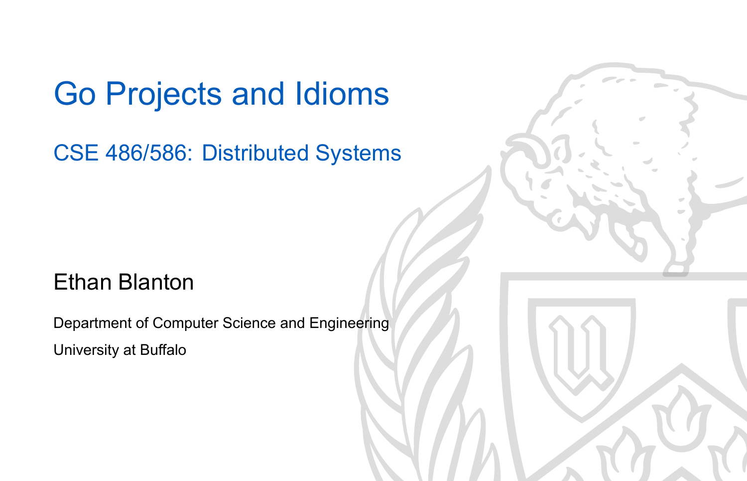# Go Projects and Idioms

## CSE 486/586: Distributed Systems

Ethan Blanton

Department of Computer Science and Engineering

University at Buffalo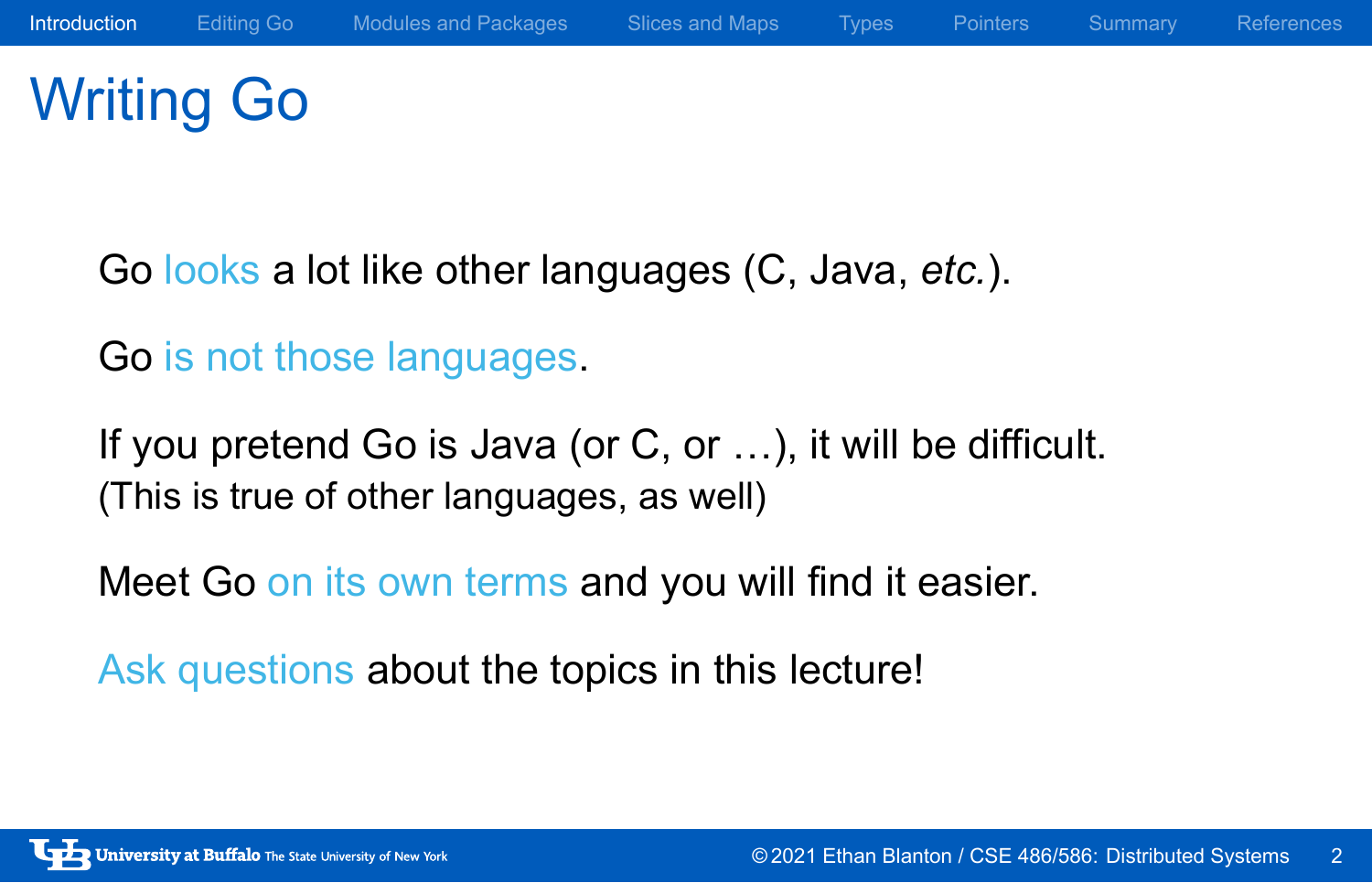# Writing Go

Go looks a lot like other languages (C, Java, *etc.*).

Go is not those languages.

If you pretend Go is Java (or C, or ...), it will be difficult.
(This is true of other languages, as well)

Meet Go on its own terms and you will find it easier.

Ask questions about the topics in this lecture!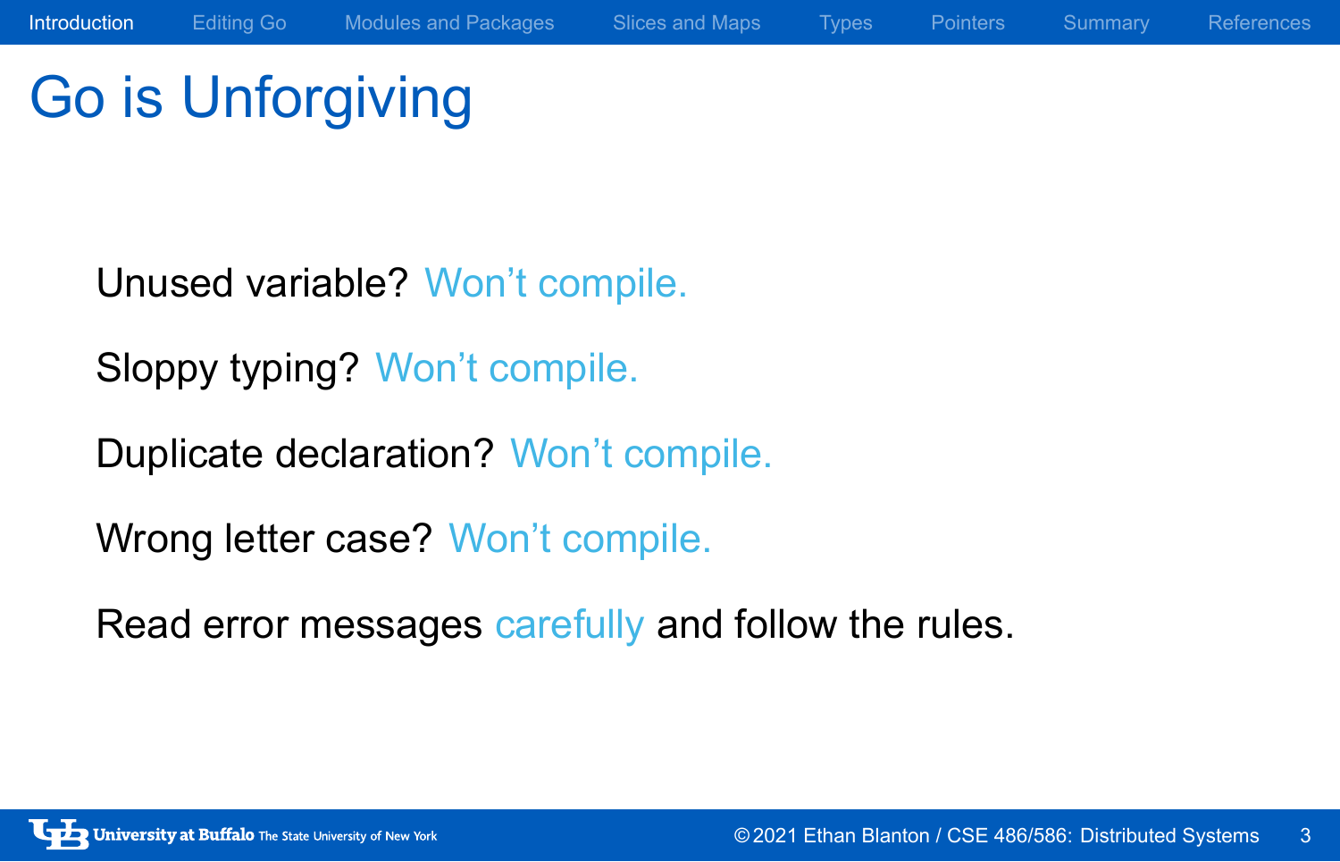# Go is Unforgiving

Unused variable? Won't compile.

Sloppy typing? Won't compile.

Duplicate declaration? Won't compile.

Wrong letter case? Won't compile.

Read error messages carefully and follow the rules.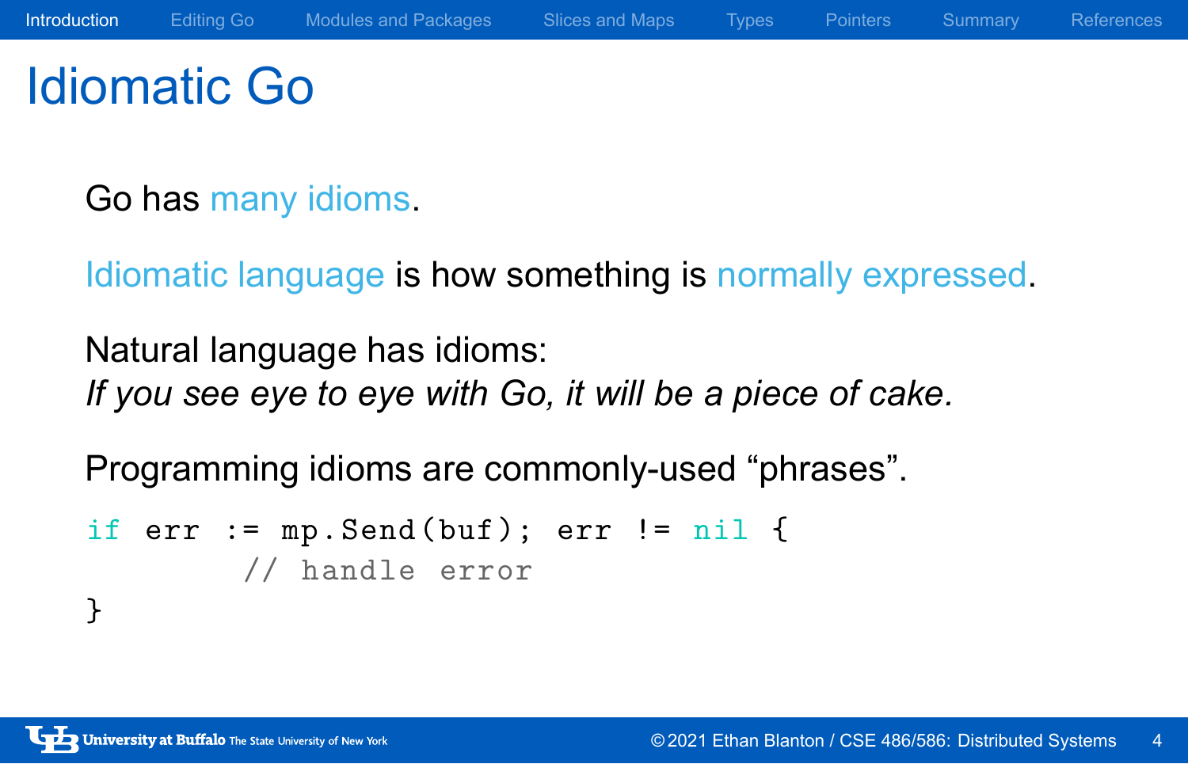# Idiomatic Go

Go has many idioms.

Idiomatic language is how something is normally expressed.

Natural language has idioms:
*If you see eye to eye with Go, it will be a piece of cake.*

Programming idioms are commonly-used “phrases”.

```
if err := mp.Send(buf); err != nil {
        // handle error
}
```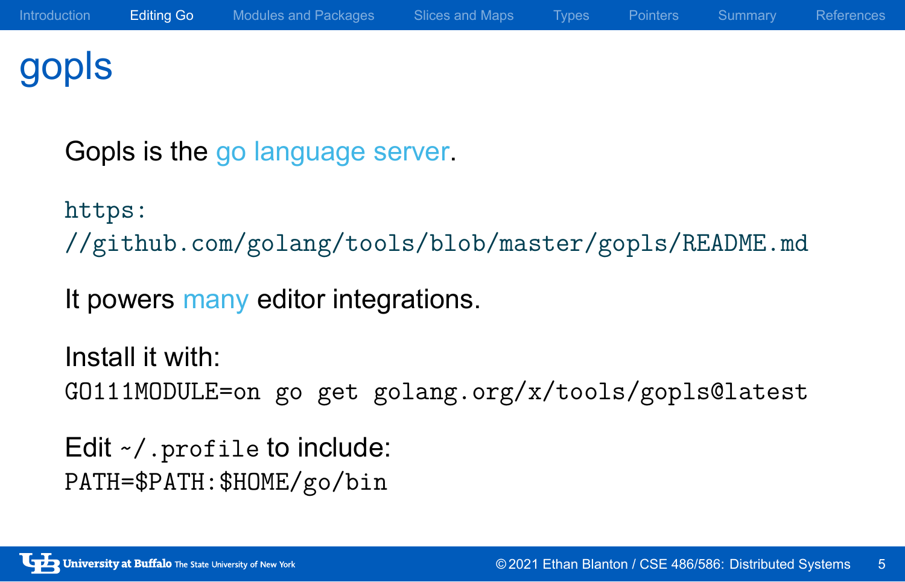# gopls

Gopls is the go language server.

`https://github.com/golang/tools/blob/master/gopls/README.md`

It powers many editor integrations.

Install it with:

```
GO111MODULE=on go get golang.org/x/tools/gopls@latest
```

Edit `~/.profile` to include:

```
PATH=$PATH:$HOME/go/bin
```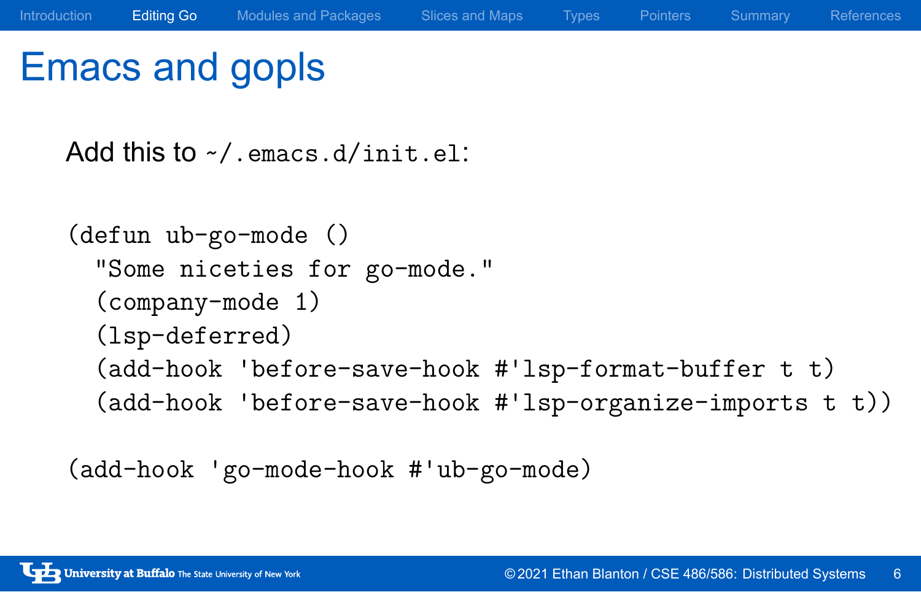# Emacs and gopls

Add this to `~/.emacs.d/init.el`:

```
(defun ub-go-mode ()
  "Some niceties for go-mode."
  (company-mode 1)
  (lsp-deferred)
  (add-hook 'before-save-hook #'lsp-format-buffer t t)
  (add-hook 'before-save-hook #'lsp-organize-imports t t))

(add-hook 'go-mode-hook #'ub-go-mode)
```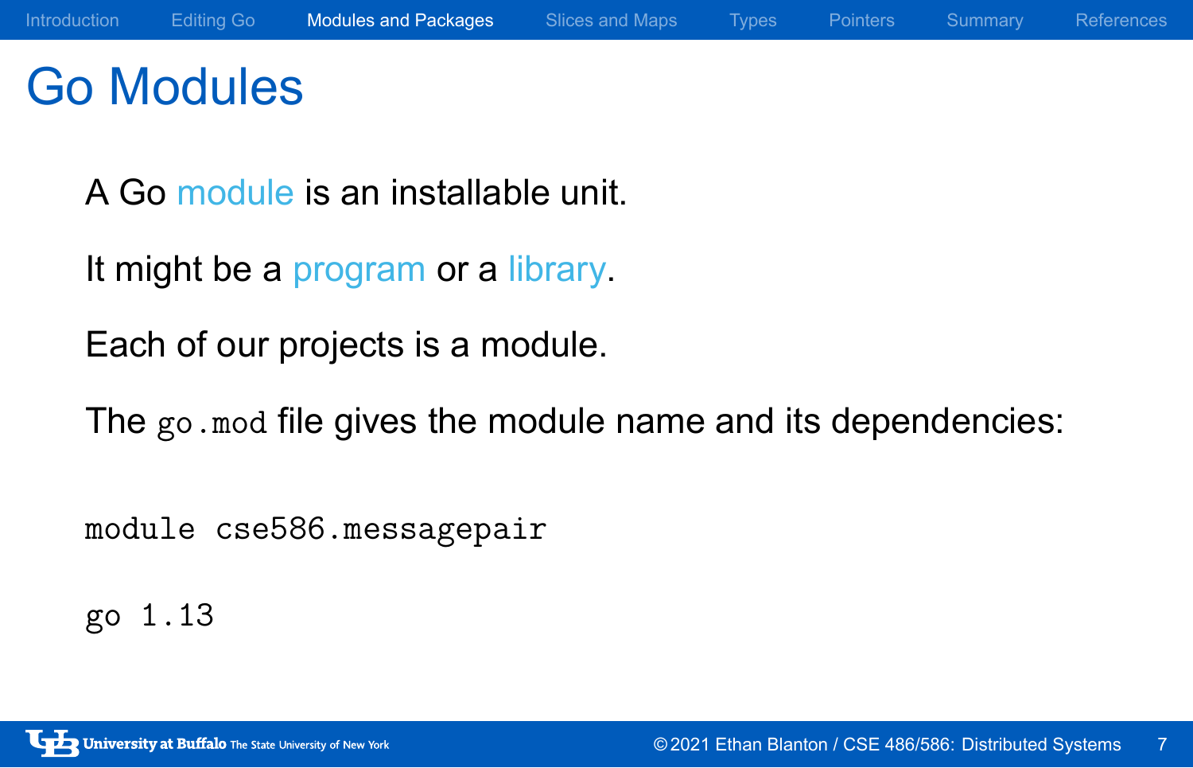# Go Modules

A Go module is an installable unit.

It might be a program or a library.

Each of our projects is a module.

The `go.mod` file gives the module name and its dependencies:

```
module cse586.messagepair

go 1.13
```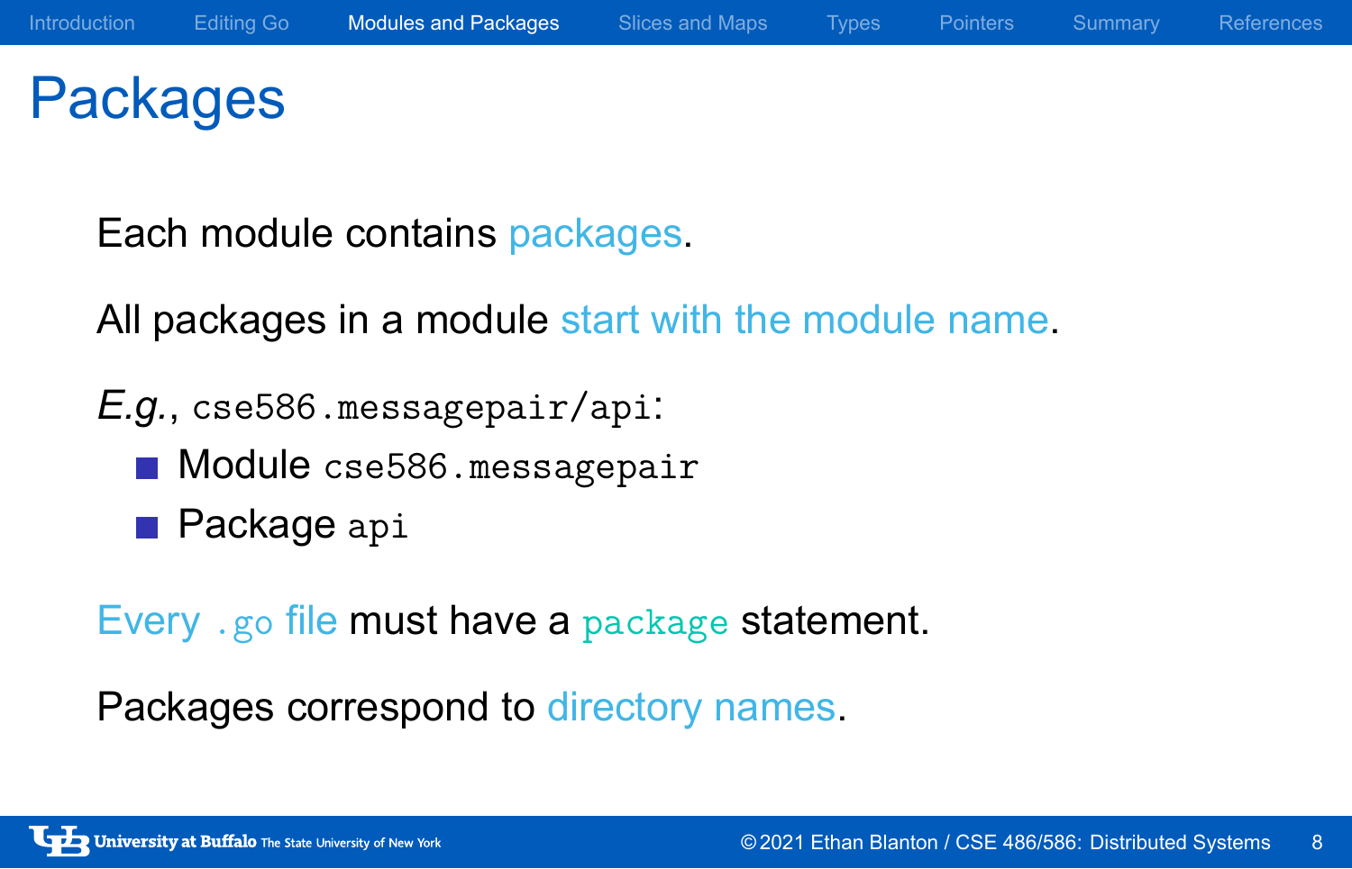# Packages

Each module contains packages.

All packages in a module start with the module name.

*E.g.*, `cse586.messagepair/api`:

- Module `cse586.messagepair`
- Package `api`

Every `.go` file must have a `package` statement.

Packages correspond to directory names.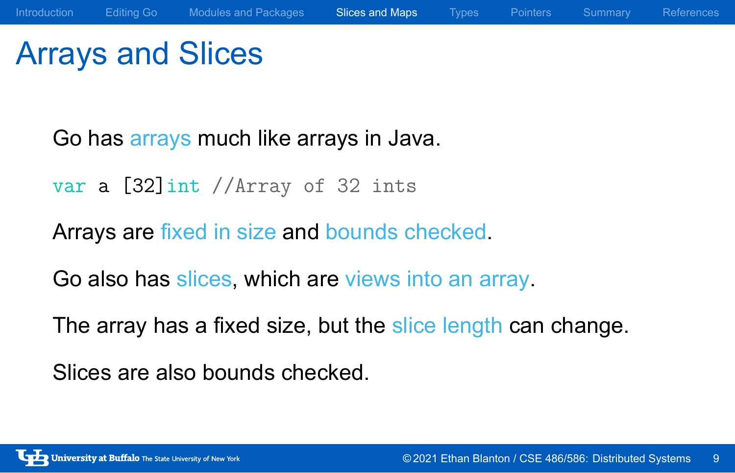# Arrays and Slices

Go has arrays much like arrays in Java.

```
var a [32]int //Array of 32 ints
```

Arrays are fixed in size and bounds checked.

Go also has slices, which are views into an array.

The array has a fixed size, but the slice length can change.

Slices are also bounds checked.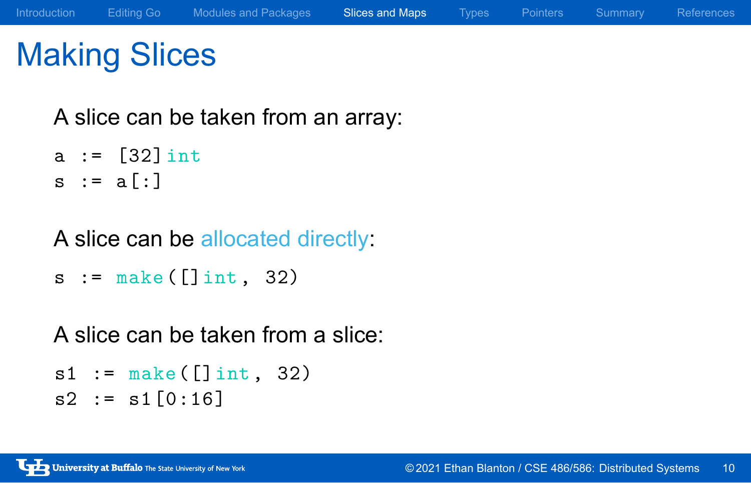# Making Slices

A slice can be taken from an array:

```
a := [32]int
s := a[:]
```

A slice can be allocated directly:

```
s := make([]int, 32)
```

A slice can be taken from a slice:

```
s1 := make([]int, 32)
s2 := s1[0:16]
```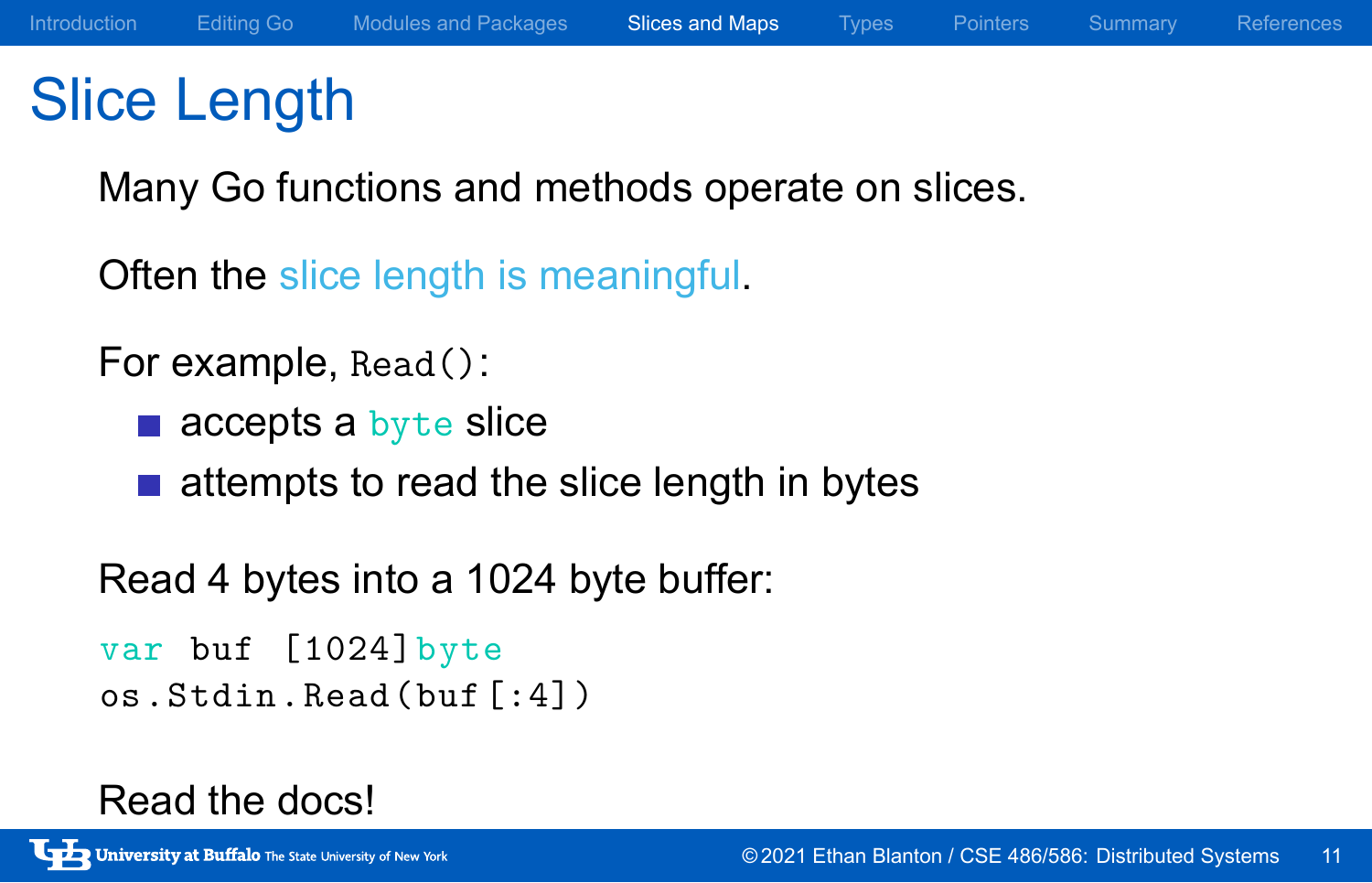# Slice Length

Many Go functions and methods operate on slices.

Often the slice length is meaningful.

For example, `Read()`:

- accepts a `byte` slice
- attempts to read the slice length in bytes

Read 4 bytes into a 1024 byte buffer:

```
var buf [1024]byte
os.Stdin.Read(buf[:4])
```

Read the docs!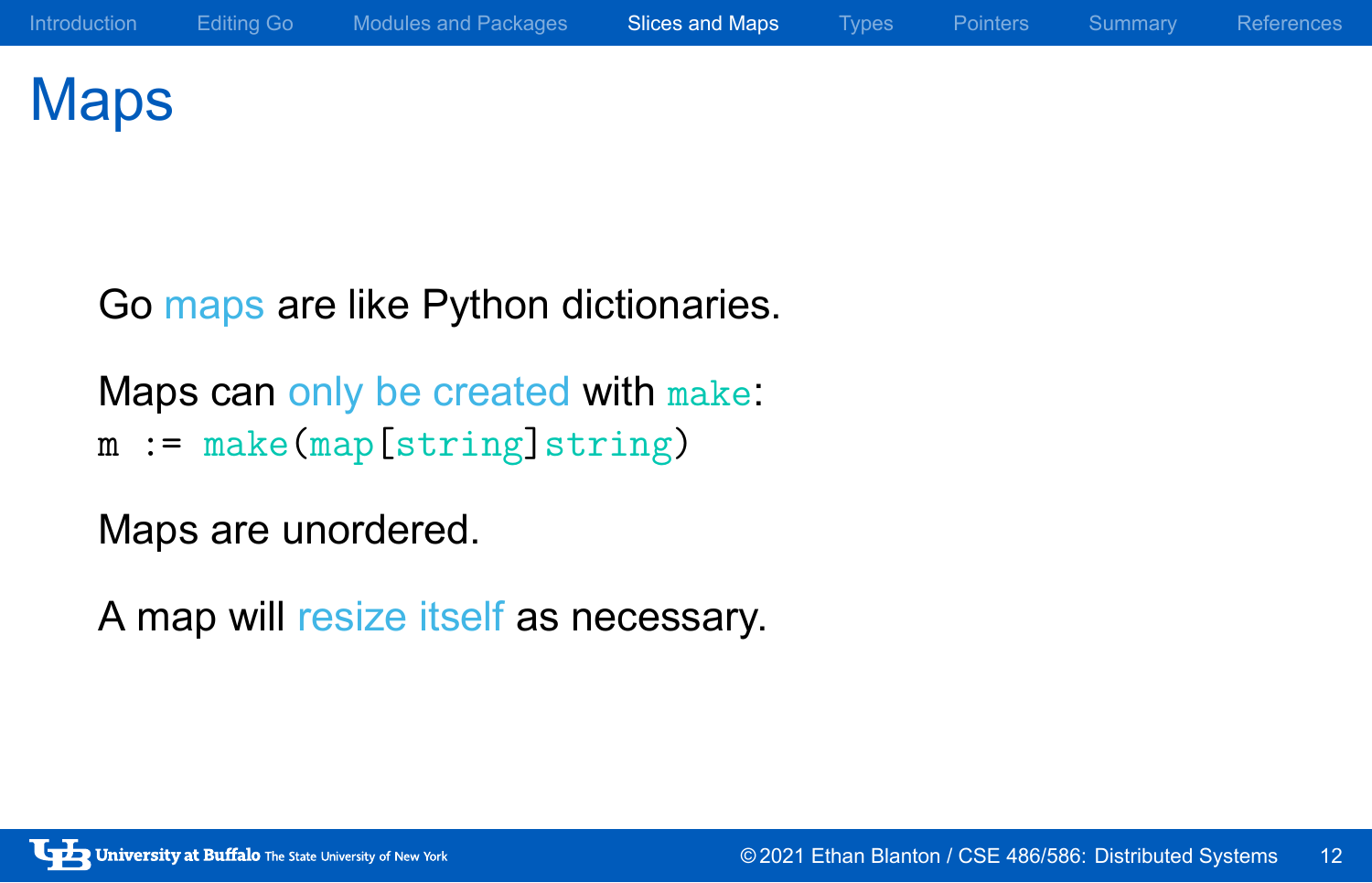# Maps

Go maps are like Python dictionaries.

Maps can only be created with `make`:

```
m := make(map[string]string)
```

Maps are unordered.

A map will resize itself as necessary.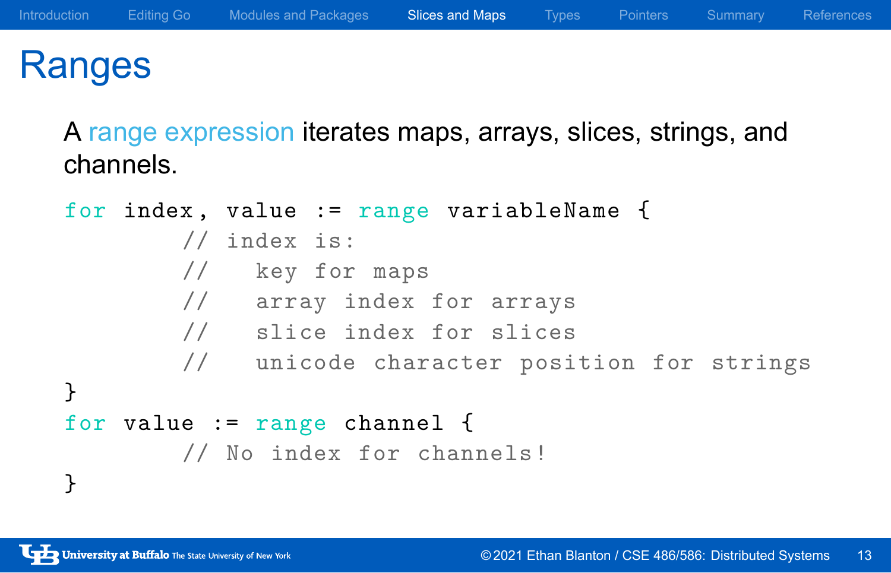# Ranges

A range expression iterates maps, arrays, slices, strings, and channels.

```
for index, value := range variableName {
        // index is:
        //   key for maps
        //   array index for arrays
        //   slice index for slices
        //   unicode character position for strings
}
for value := range channel {
        // No index for channels!
}
```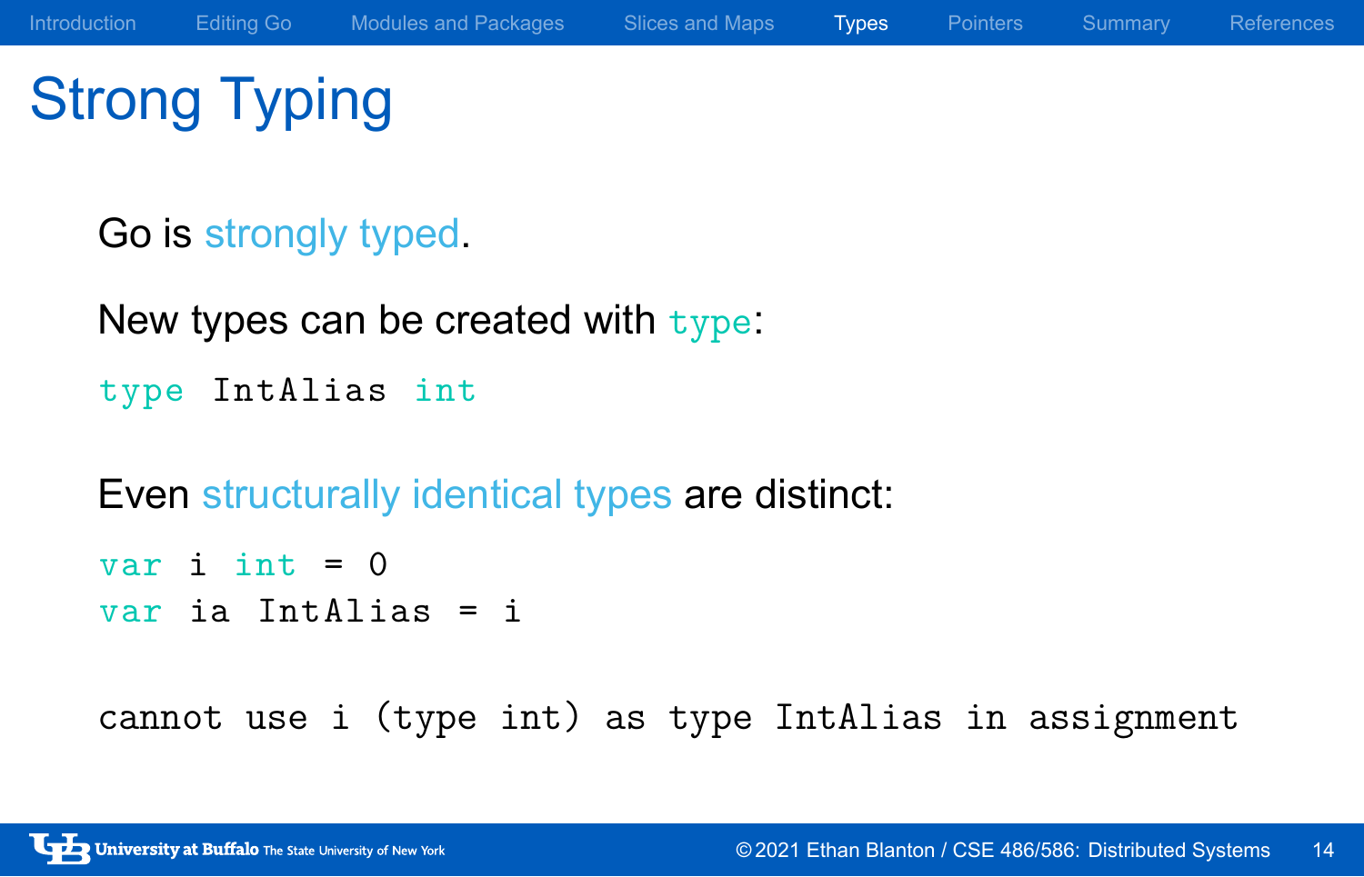# Strong Typing

Go is strongly typed.

New types can be created with `type`:

```
type IntAlias int
```

Even structurally identical types are distinct:

```
var i int = 0
var ia IntAlias = i
```

```
cannot use i (type int) as type IntAlias in assignment
```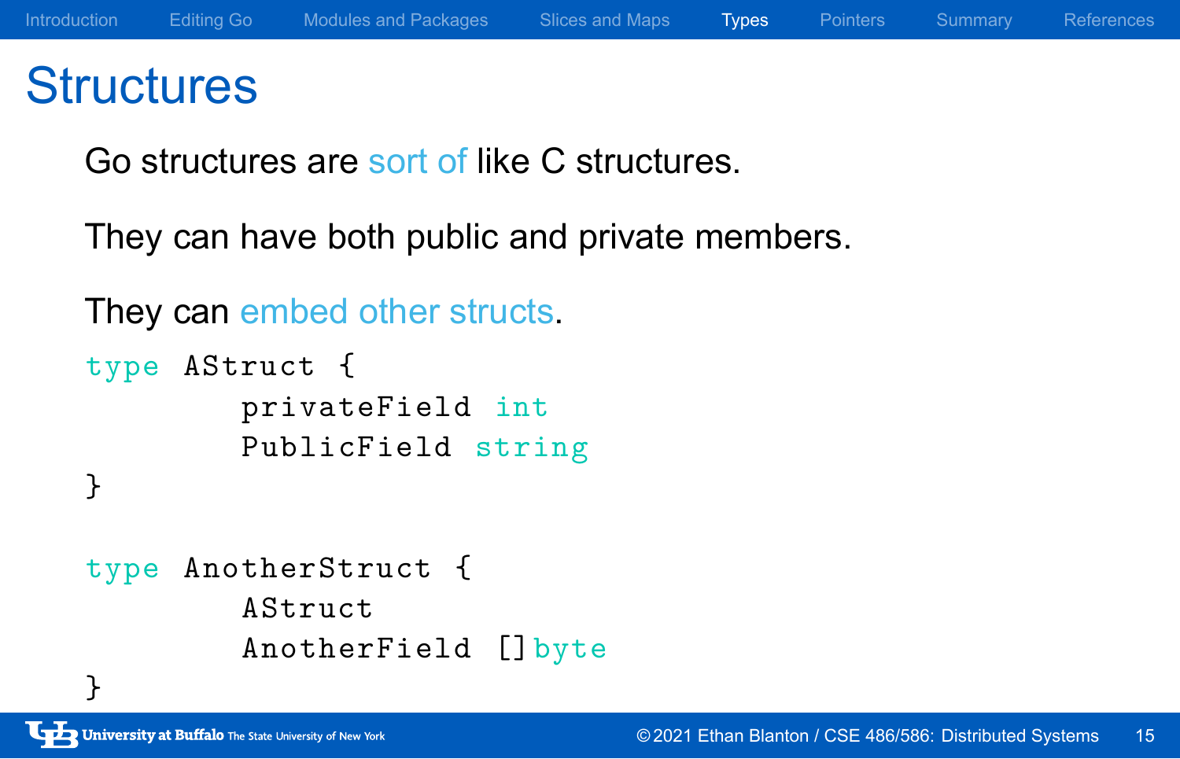# Structures

Go structures are sort of like C structures.

They can have both public and private members.

They can embed other structs.

```
type AStruct {
        privateField int
        PublicField string
}

type AnotherStruct {
        AStruct
        AnotherField []byte
}
```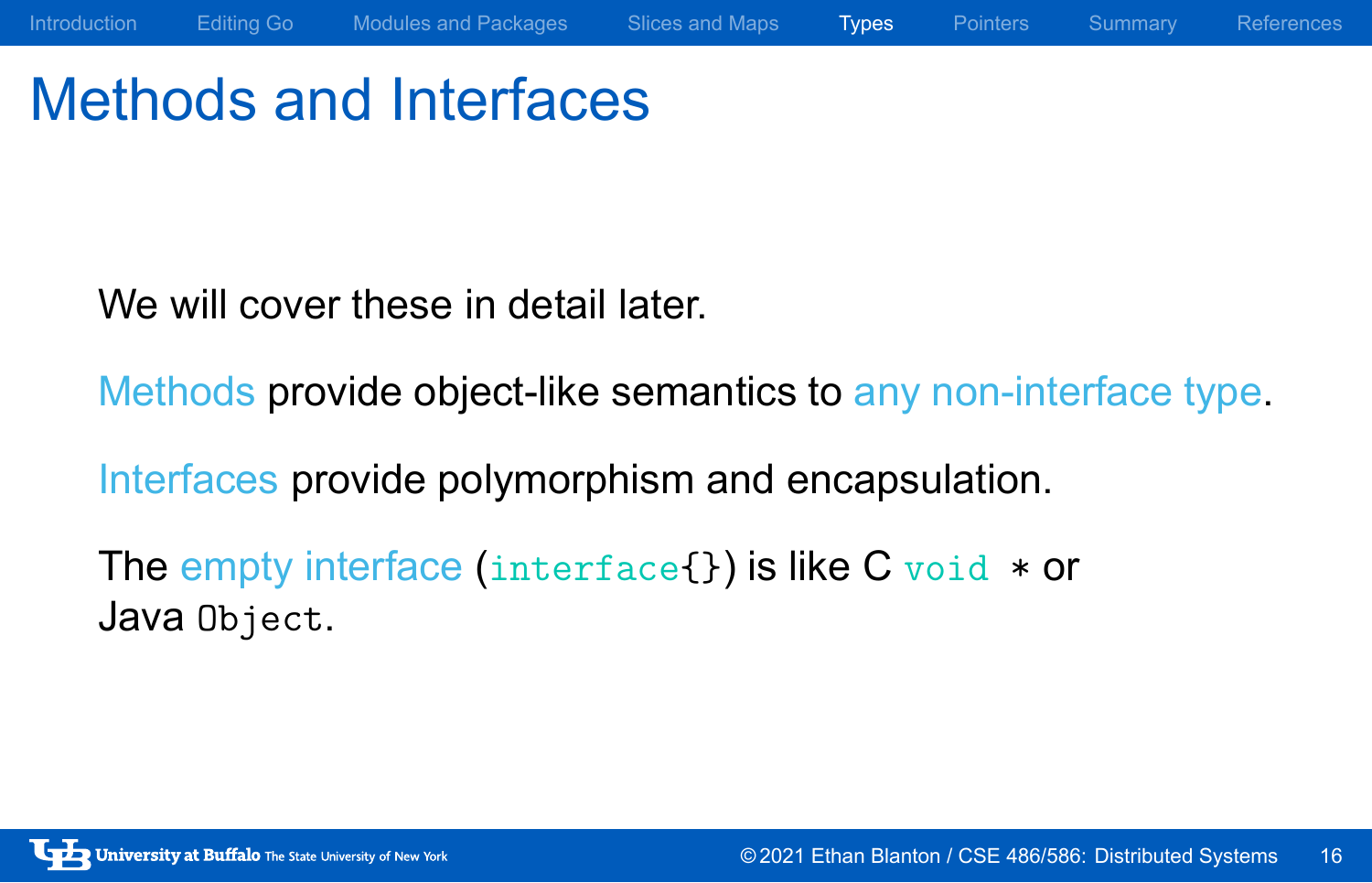# Methods and Interfaces

We will cover these in detail later.

Methods provide object-like semantics to any non-interface type.

Interfaces provide polymorphism and encapsulation.

The empty interface (`interface{}`) is like C `void *` or Java `Object`.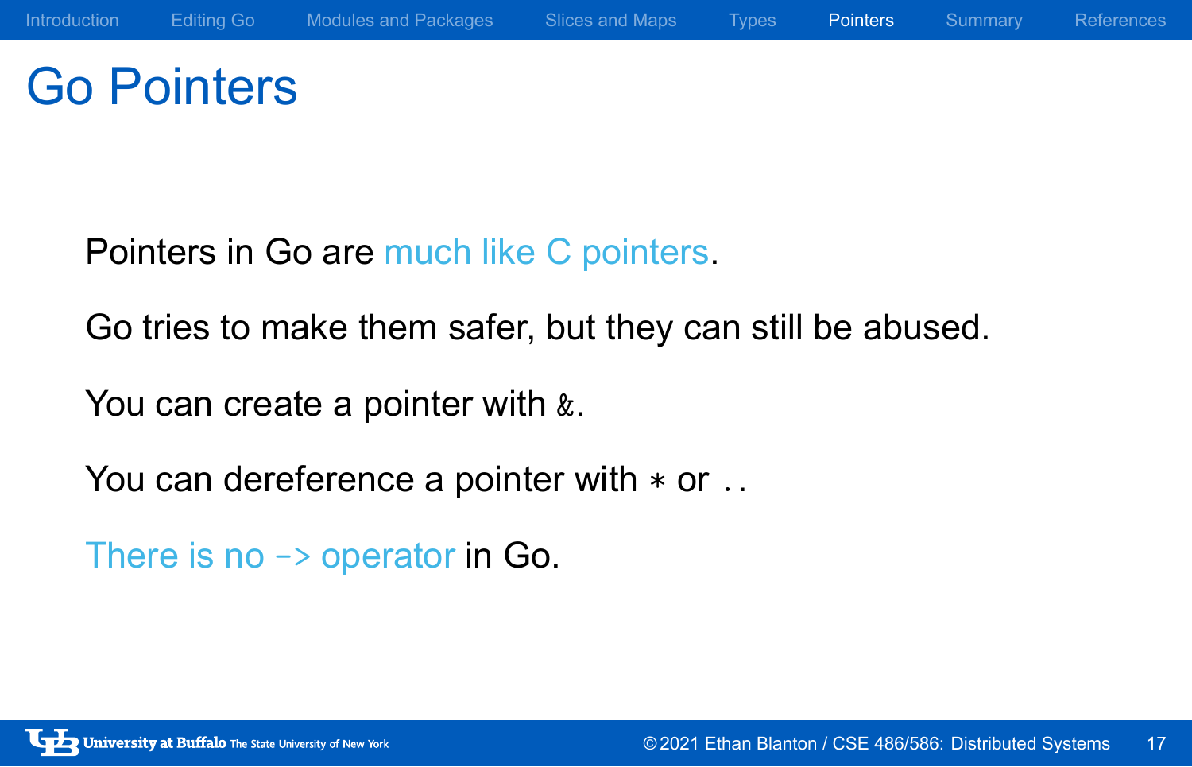# Go Pointers

Pointers in Go are much like C pointers.

Go tries to make them safer, but they can still be abused.

You can create a pointer with `&`.

You can dereference a pointer with `*` or `.`.

There is no `->` operator in Go.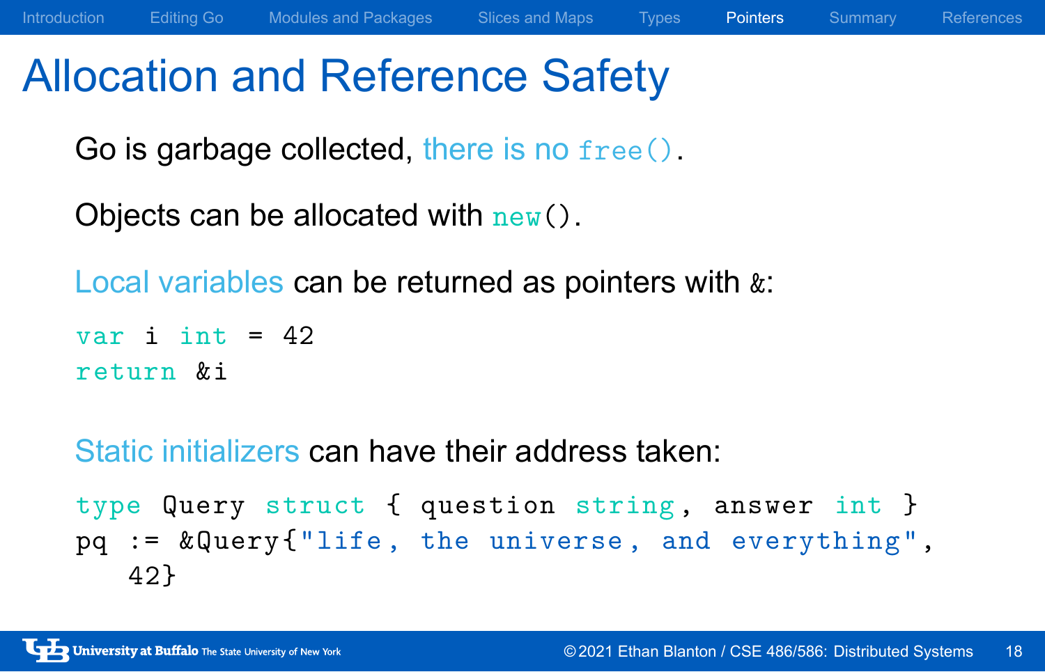# Allocation and Reference Safety

Go is garbage collected, there is no `free()`.

Objects can be allocated with `new()`.

Local variables can be returned as pointers with `&`:

```go
var i int = 42
return &i
```

Static initializers can have their address taken:

```go
type Query struct { question string, answer int }
pq := &Query{"life, the universe, and everything",
    42}
```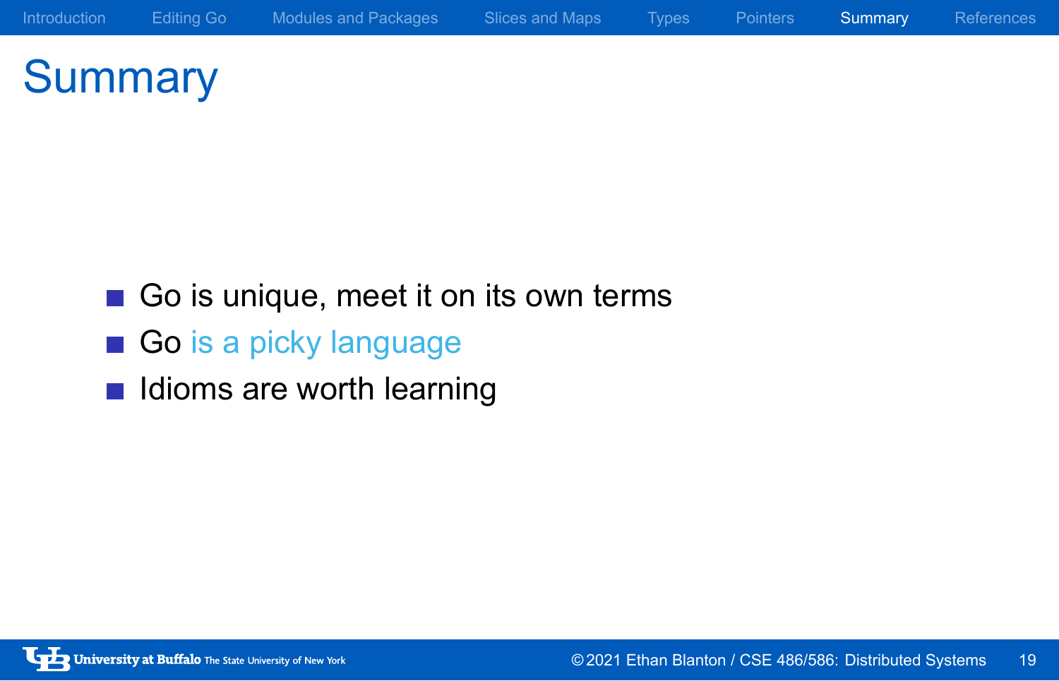# Summary

- Go is unique, meet it on its own terms
- Go is a picky language
- Idioms are worth learning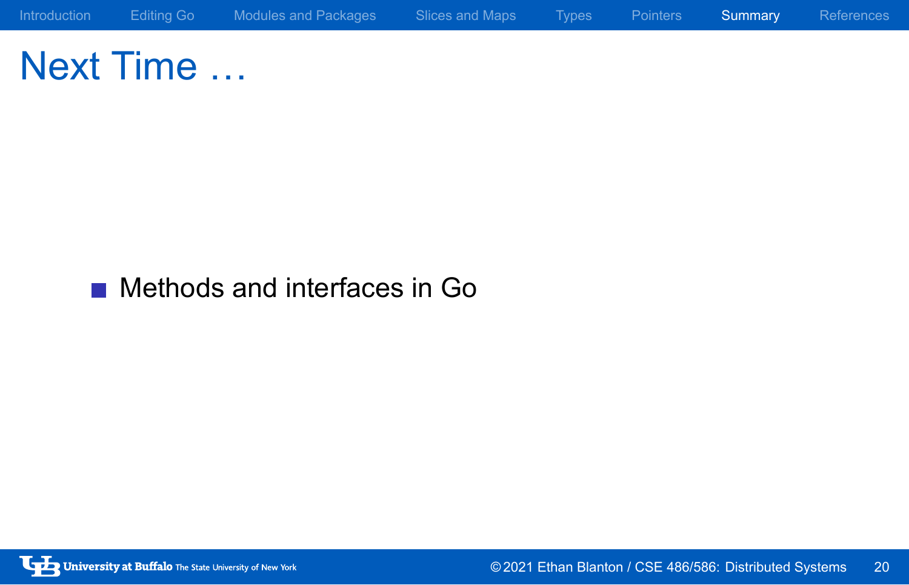# Next Time …

- Methods and interfaces in Go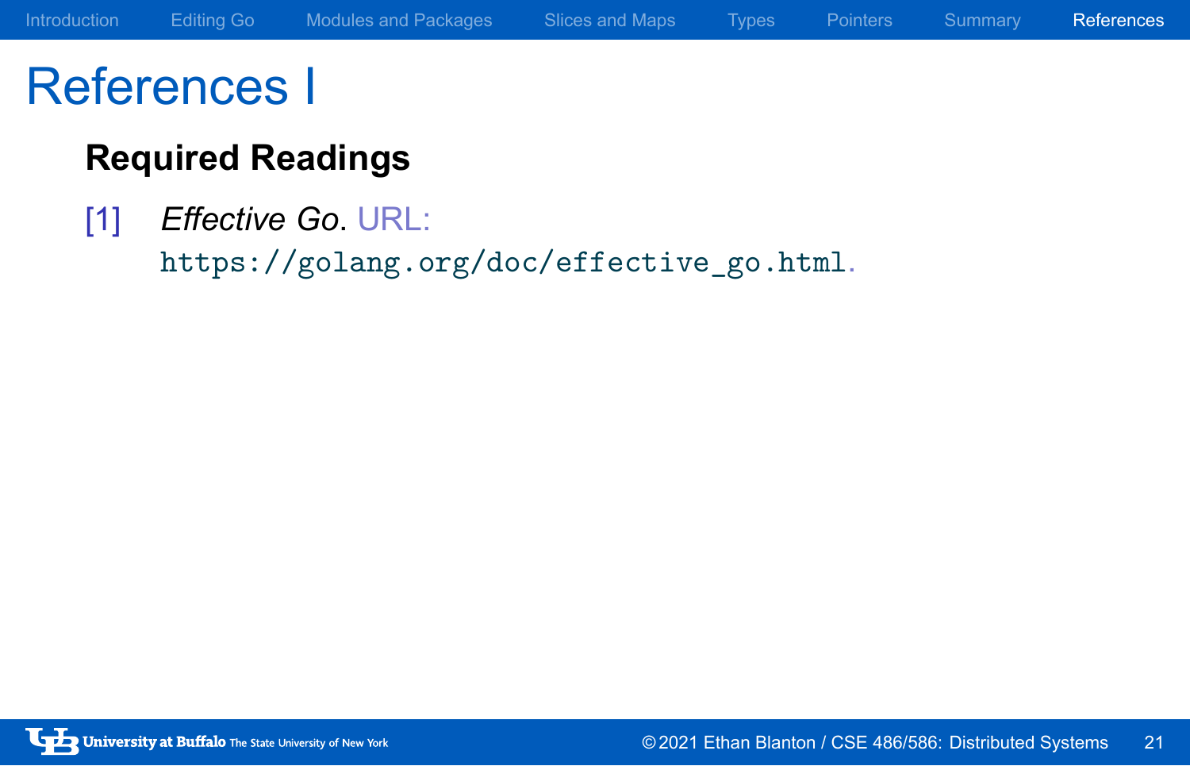# References I

### Required Readings

[1] *Effective Go*. URL: `https://golang.org/doc/effective_go.html`.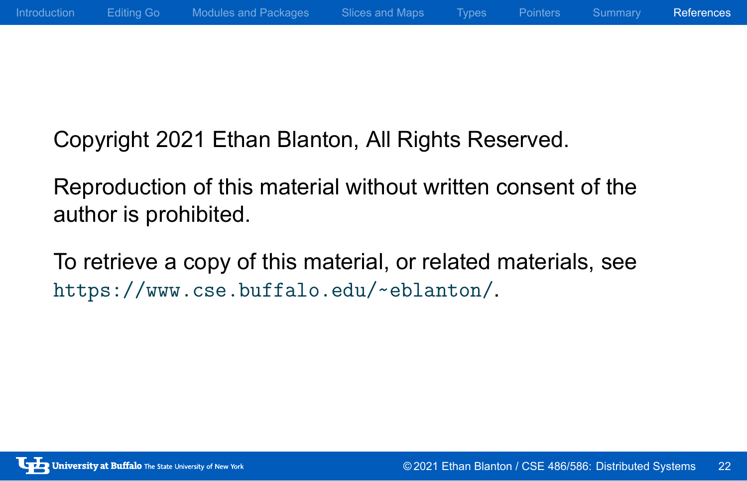Copyright 2021 Ethan Blanton, All Rights Reserved.

Reproduction of this material without written consent of the author is prohibited.

To retrieve a copy of this material, or related materials, see `https://www.cse.buffalo.edu/~eblanton/`.